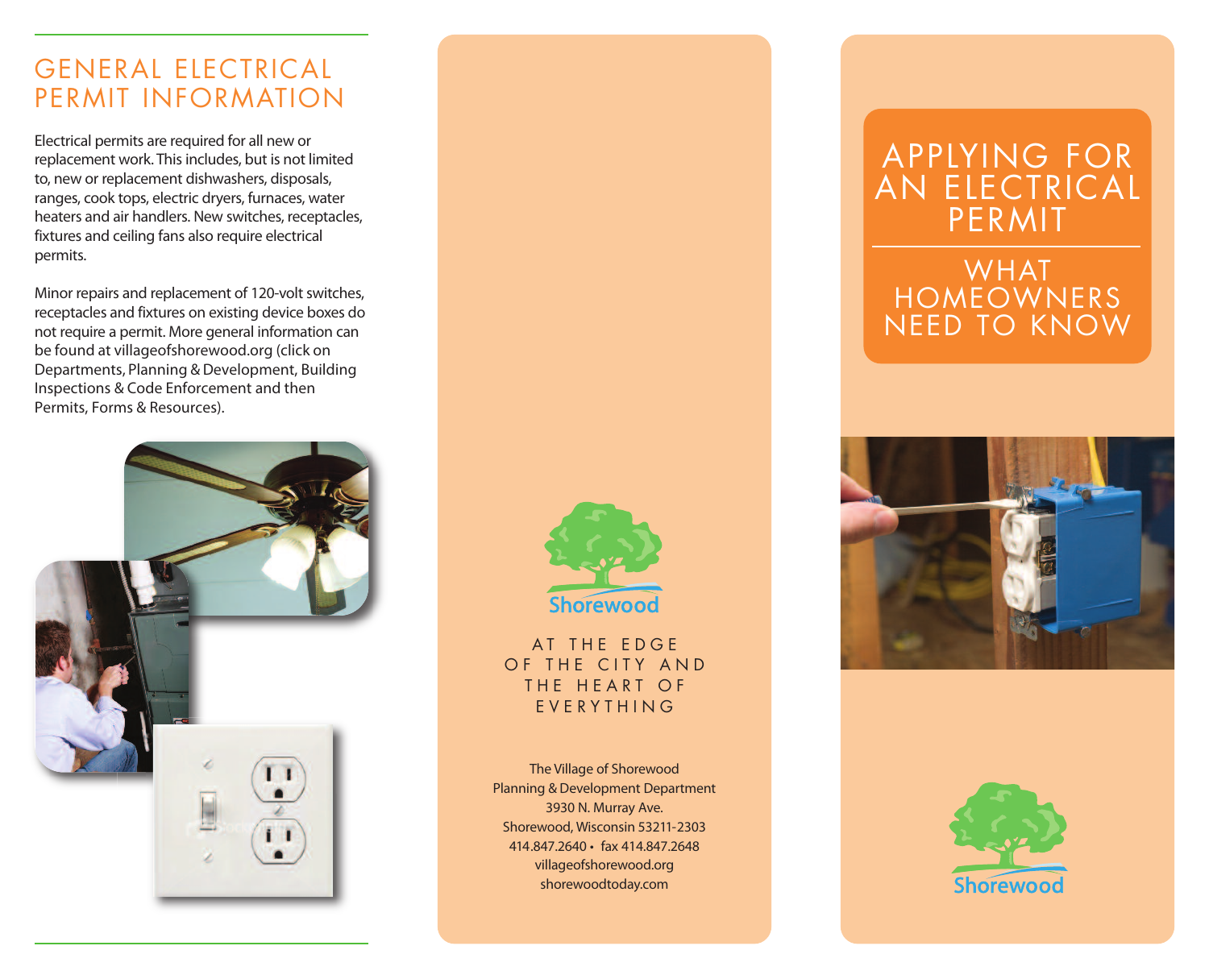# GENERAL ELECTRICAL PERMIT INFORMATION

Electrical permits are required for all new or replacement work. This includes, but is not limited to, new or replacement dishwashers, disposals, ranges, cook tops, electric dryers, furnaces, water heaters and air handlers. New switches, receptacles, fixtures and ceiling fans also require electrical permits.

Minor repairs and replacement of 120-volt switches, receptacles and fixtures on existing device boxes do not require a permit. More general information can be found at villageofshorewood.org (click on Departments, Planning & Development, Building Inspections & Code Enforcement and then Permits, Forms & Resources).

Shorewood

AT THE EDGE OF THE CITY AND THE HEART OF EVERYTHING

The Village of Shorewood
Planning & Development Department
3930 N. Murray Ave.
Shorewood, Wisconsin 53211-2303
414.847.2640 • fax 414.847.2648
villageofshorewood.org
shorewoodtoday.com

# APPLYING FOR AN ELECTRICAL PERMIT

## WHAT HOMEOWNERS NEED TO KNOW

Shorewood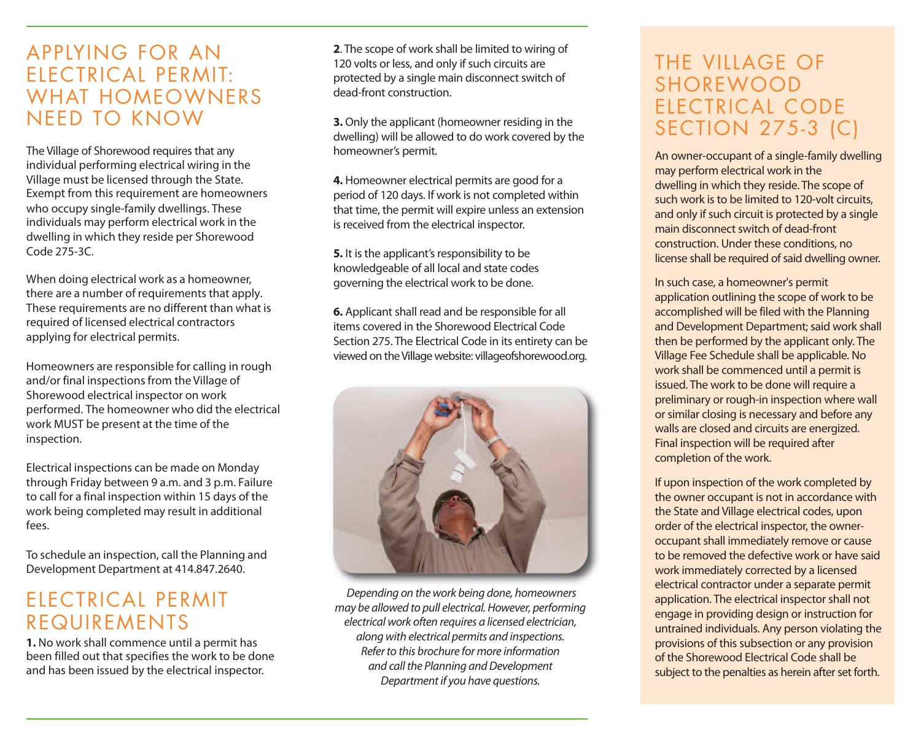# APPLYING FOR AN ELECTRICAL PERMIT: WHAT HOMEOWNERS NEED TO KNOW

The Village of Shorewood requires that any individual performing electrical wiring in the Village must be licensed through the State. Exempt from this requirement are homeowners who occupy single-family dwellings. These individuals may perform electrical work in the dwelling in which they reside per Shorewood Code 275-3C.

When doing electrical work as a homeowner, there are a number of requirements that apply. These requirements are no different than what is required of licensed electrical contractors applying for electrical permits.

Homeowners are responsible for calling in rough and/or final inspections from the Village of Shorewood electrical inspector on work performed. The homeowner who did the electrical work MUST be present at the time of the inspection.

Electrical inspections can be made on Monday through Friday between 9 a.m. and 3 p.m. Failure to call for a final inspection within 15 days of the work being completed may result in additional fees.

To schedule an inspection, call the Planning and Development Department at 414.847.2640.

# ELECTRICAL PERMIT REQUIREMENTS

**1.** No work shall commence until a permit has been filled out that specifies the work to be done and has been issued by the electrical inspector.

**2**. The scope of work shall be limited to wiring of 120 volts or less, and only if such circuits are protected by a single main disconnect switch of dead-front construction.

**3.** Only the applicant (homeowner residing in the dwelling) will be allowed to do work covered by the homeowner's permit.

**4.** Homeowner electrical permits are good for a period of 120 days. If work is not completed within that time, the permit will expire unless an extension is received from the electrical inspector.

**5.** It is the applicant's responsibility to be knowledgeable of all local and state codes governing the electrical work to be done.

**6.** Applicant shall read and be responsible for all items covered in the Shorewood Electrical Code Section 275. The Electrical Code in its entirety can be viewed on the Village website: villageofshorewood.org.

*Depending on the work being done, homeowners may be allowed to pull electrical. However, performing electrical work often requires a licensed electrician, along with electrical permits and inspections. Refer to this brochure for more information and call the Planning and Development Department if you have questions.*

# THE VILLAGE OF SHOREWOOD ELECTRICAL CODE SECTION 275-3 (C)

An owner-occupant of a single-family dwelling may perform electrical work in the dwelling in which they reside. The scope of such work is to be limited to 120-volt circuits, and only if such circuit is protected by a single main disconnect switch of dead-front construction. Under these conditions, no license shall be required of said dwelling owner.

In such case, a homeowner's permit application outlining the scope of work to be accomplished will be filed with the Planning and Development Department; said work shall then be performed by the applicant only. The Village Fee Schedule shall be applicable. No work shall be commenced until a permit is issued. The work to be done will require a preliminary or rough-in inspection where wall or similar closing is necessary and before any walls are closed and circuits are energized. Final inspection will be required after completion of the work.

If upon inspection of the work completed by the owner occupant is not in accordance with the State and Village electrical codes, upon order of the electrical inspector, the owner-occupant shall immediately remove or cause to be removed the defective work or have said work immediately corrected by a licensed electrical contractor under a separate permit application. The electrical inspector shall not engage in providing design or instruction for untrained individuals. Any person violating the provisions of this subsection or any provision of the Shorewood Electrical Code shall be subject to the penalties as herein after set forth.